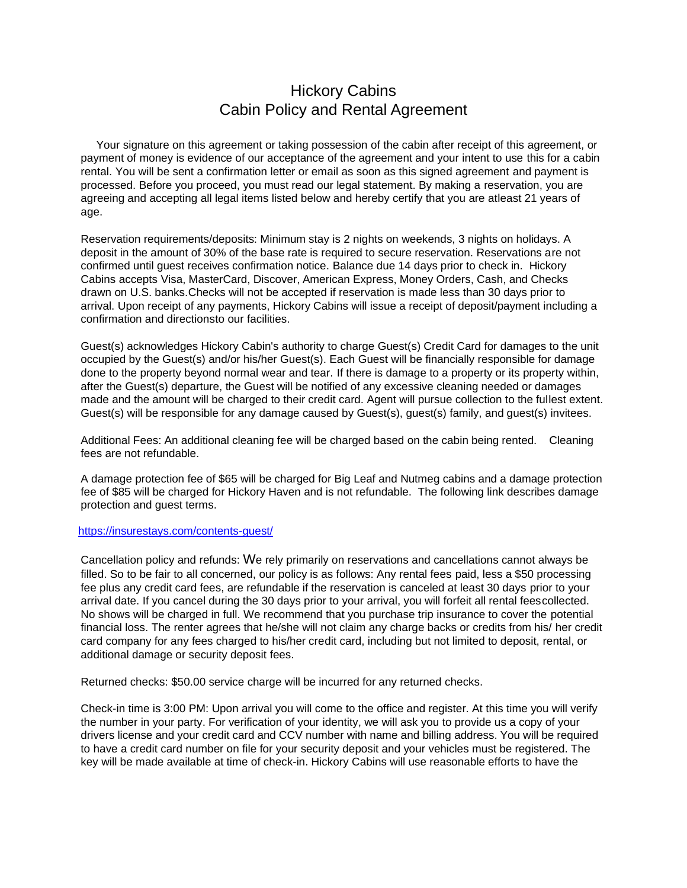# Hickory Cabins
## Cabin Policy and Rental Agreement

Your signature on this agreement or taking possession of the cabin after receipt of this agreement, or payment of money is evidence of our acceptance of the agreement and your intent to use this for a cabin rental. You will be sent a confirmation letter or email as soon as this signed agreement and payment is processed. Before you proceed, you must read our legal statement. By making a reservation, you are agreeing and accepting all legal items listed below and hereby certify that you are atleast 21 years of age.

Reservation requirements/deposits: Minimum stay is 2 nights on weekends, 3 nights on holidays. A deposit in the amount of 30% of the base rate is required to secure reservation. Reservations are not confirmed until guest receives confirmation notice. Balance due 14 days prior to check in. Hickory Cabins accepts Visa, MasterCard, Discover, American Express, Money Orders, Cash, and Checks drawn on U.S. banks.Checks will not be accepted if reservation is made less than 30 days prior to arrival. Upon receipt of any payments, Hickory Cabins will issue a receipt of deposit/payment including a confirmation and directionsto our facilities.

Guest(s) acknowledges Hickory Cabin's authority to charge Guest(s) Credit Card for damages to the unit occupied by the Guest(s) and/or his/her Guest(s). Each Guest will be financially responsible for damage done to the property beyond normal wear and tear. If there is damage to a property or its property within, after the Guest(s) departure, the Guest will be notified of any excessive cleaning needed or damages made and the amount will be charged to their credit card. Agent will pursue collection to the fullest extent. Guest(s) will be responsible for any damage caused by Guest(s), guest(s) family, and guest(s) invitees.

Additional Fees: An additional cleaning fee will be charged based on the cabin being rented. Cleaning fees are not refundable.

A damage protection fee of $65 will be charged for Big Leaf and Nutmeg cabins and a damage protection fee of $85 will be charged for Hickory Haven and is not refundable. The following link describes damage protection and guest terms.

https://insurestays.com/contents-guest/

Cancellation policy and refunds: We rely primarily on reservations and cancellations cannot always be filled. So to be fair to all concerned, our policy is as follows: Any rental fees paid, less a $50 processing fee plus any credit card fees, are refundable if the reservation is canceled at least 30 days prior to your arrival date. If you cancel during the 30 days prior to your arrival, you will forfeit all rental feescollected. No shows will be charged in full. We recommend that you purchase trip insurance to cover the potential financial loss. The renter agrees that he/she will not claim any charge backs or credits from his/ her credit card company for any fees charged to his/her credit card, including but not limited to deposit, rental, or additional damage or security deposit fees.

Returned checks: $50.00 service charge will be incurred for any returned checks.

Check-in time is 3:00 PM: Upon arrival you will come to the office and register. At this time you will verify the number in your party. For verification of your identity, we will ask you to provide us a copy of your drivers license and your credit card and CCV number with name and billing address. You will be required to have a credit card number on file for your security deposit and your vehicles must be registered. The key will be made available at time of check-in. Hickory Cabins will use reasonable efforts to have the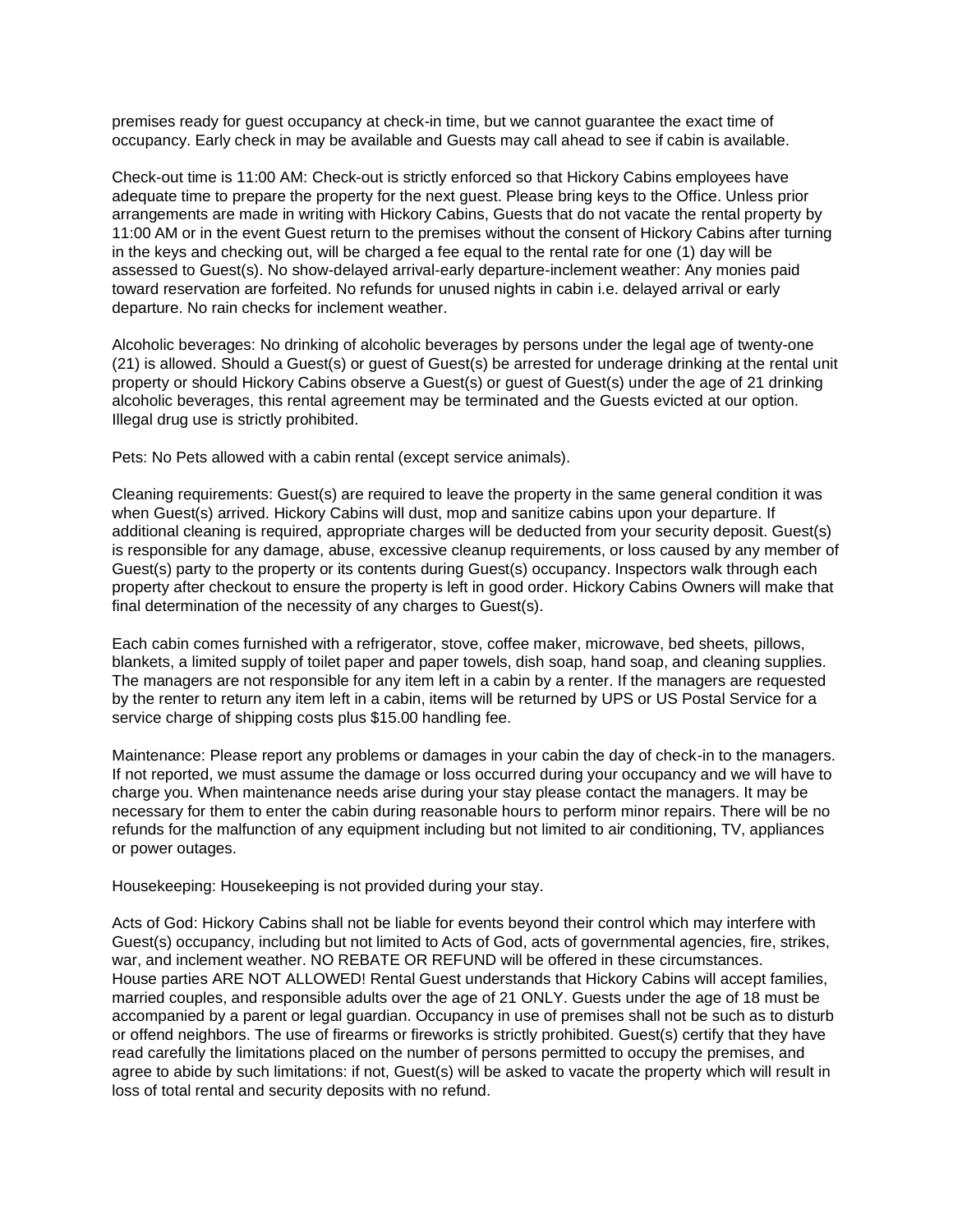premises ready for guest occupancy at check-in time, but we cannot guarantee the exact time of occupancy. Early check in may be available and Guests may call ahead to see if cabin is available.

Check-out time is 11:00 AM: Check-out is strictly enforced so that Hickory Cabins employees have adequate time to prepare the property for the next guest. Please bring keys to the Office. Unless prior arrangements are made in writing with Hickory Cabins, Guests that do not vacate the rental property by 11:00 AM or in the event Guest return to the premises without the consent of Hickory Cabins after turning in the keys and checking out, will be charged a fee equal to the rental rate for one (1) day will be assessed to Guest(s). No show-delayed arrival-early departure-inclement weather: Any monies paid toward reservation are forfeited. No refunds for unused nights in cabin i.e. delayed arrival or early departure. No rain checks for inclement weather.

Alcoholic beverages: No drinking of alcoholic beverages by persons under the legal age of twenty-one (21) is allowed. Should a Guest(s) or guest of Guest(s) be arrested for underage drinking at the rental unit property or should Hickory Cabins observe a Guest(s) or guest of Guest(s) under the age of 21 drinking alcoholic beverages, this rental agreement may be terminated and the Guests evicted at our option. Illegal drug use is strictly prohibited.

Pets: No Pets allowed with a cabin rental (except service animals).

Cleaning requirements: Guest(s) are required to leave the property in the same general condition it was when Guest(s) arrived. Hickory Cabins will dust, mop and sanitize cabins upon your departure. If additional cleaning is required, appropriate charges will be deducted from your security deposit. Guest(s) is responsible for any damage, abuse, excessive cleanup requirements, or loss caused by any member of Guest(s) party to the property or its contents during Guest(s) occupancy. Inspectors walk through each property after checkout to ensure the property is left in good order. Hickory Cabins Owners will make that final determination of the necessity of any charges to Guest(s).

Each cabin comes furnished with a refrigerator, stove, coffee maker, microwave, bed sheets, pillows, blankets, a limited supply of toilet paper and paper towels, dish soap, hand soap, and cleaning supplies. The managers are not responsible for any item left in a cabin by a renter. If the managers are requested by the renter to return any item left in a cabin, items will be returned by UPS or US Postal Service for a service charge of shipping costs plus $15.00 handling fee.

Maintenance: Please report any problems or damages in your cabin the day of check-in to the managers. If not reported, we must assume the damage or loss occurred during your occupancy and we will have to charge you. When maintenance needs arise during your stay please contact the managers. It may be necessary for them to enter the cabin during reasonable hours to perform minor repairs. There will be no refunds for the malfunction of any equipment including but not limited to air conditioning, TV, appliances or power outages.

Housekeeping: Housekeeping is not provided during your stay.

Acts of God: Hickory Cabins shall not be liable for events beyond their control which may interfere with Guest(s) occupancy, including but not limited to Acts of God, acts of governmental agencies, fire, strikes, war, and inclement weather. NO REBATE OR REFUND will be offered in these circumstances.
House parties ARE NOT ALLOWED! Rental Guest understands that Hickory Cabins will accept families, married couples, and responsible adults over the age of 21 ONLY. Guests under the age of 18 must be accompanied by a parent or legal guardian. Occupancy in use of premises shall not be such as to disturb or offend neighbors. The use of firearms or fireworks is strictly prohibited. Guest(s) certify that they have read carefully the limitations placed on the number of persons permitted to occupy the premises, and agree to abide by such limitations: if not, Guest(s) will be asked to vacate the property which will result in loss of total rental and security deposits with no refund.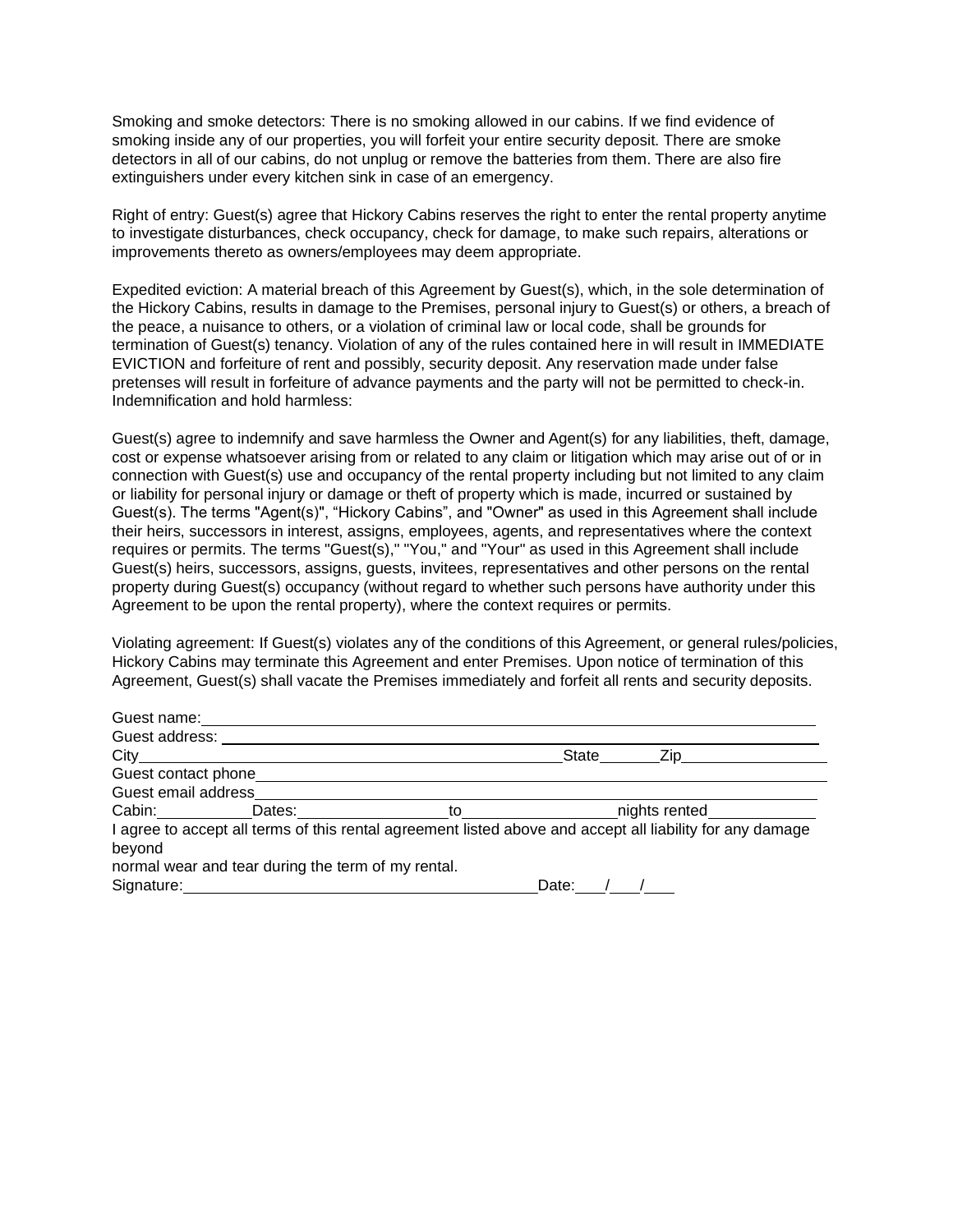Smoking and smoke detectors: There is no smoking allowed in our cabins. If we find evidence of smoking inside any of our properties, you will forfeit your entire security deposit. There are smoke detectors in all of our cabins, do not unplug or remove the batteries from them. There are also fire extinguishers under every kitchen sink in case of an emergency.

Right of entry: Guest(s) agree that Hickory Cabins reserves the right to enter the rental property anytime to investigate disturbances, check occupancy, check for damage, to make such repairs, alterations or improvements thereto as owners/employees may deem appropriate.

Expedited eviction: A material breach of this Agreement by Guest(s), which, in the sole determination of the Hickory Cabins, results in damage to the Premises, personal injury to Guest(s) or others, a breach of the peace, a nuisance to others, or a violation of criminal law or local code, shall be grounds for termination of Guest(s) tenancy. Violation of any of the rules contained here in will result in IMMEDIATE EVICTION and forfeiture of rent and possibly, security deposit. Any reservation made under false pretenses will result in forfeiture of advance payments and the party will not be permitted to check-in.
Indemnification and hold harmless:

Guest(s) agree to indemnify and save harmless the Owner and Agent(s) for any liabilities, theft, damage, cost or expense whatsoever arising from or related to any claim or litigation which may arise out of or in connection with Guest(s) use and occupancy of the rental property including but not limited to any claim or liability for personal injury or damage or theft of property which is made, incurred or sustained by Guest(s). The terms "Agent(s)", "Hickory Cabins", and "Owner" as used in this Agreement shall include their heirs, successors in interest, assigns, employees, agents, and representatives where the context requires or permits. The terms "Guest(s)," "You," and "Your" as used in this Agreement shall include Guest(s) heirs, successors, assigns, guests, invitees, representatives and other persons on the rental property during Guest(s) occupancy (without regard to whether such persons have authority under this Agreement to be upon the rental property), where the context requires or permits.

Violating agreement: If Guest(s) violates any of the conditions of this Agreement, or general rules/policies, Hickory Cabins may terminate this Agreement and enter Premises. Upon notice of termination of this Agreement, Guest(s) shall vacate the Premises immediately and forfeit all rents and security deposits.

Guest name:______________________________________________________________

Guest address: ____________________________________________________________

City_________________________________________ State_______ Zip_________________

Guest contact phone__________________________________________________________

Guest email address__________________________________________________________

Cabin:__________ Dates:________________ to________________ nights rented____________

I agree to accept all terms of this rental agreement listed above and accept all liability for any damage beyond
normal wear and tear during the term of my rental.

Signature:____________________________________ Date:___/___/___